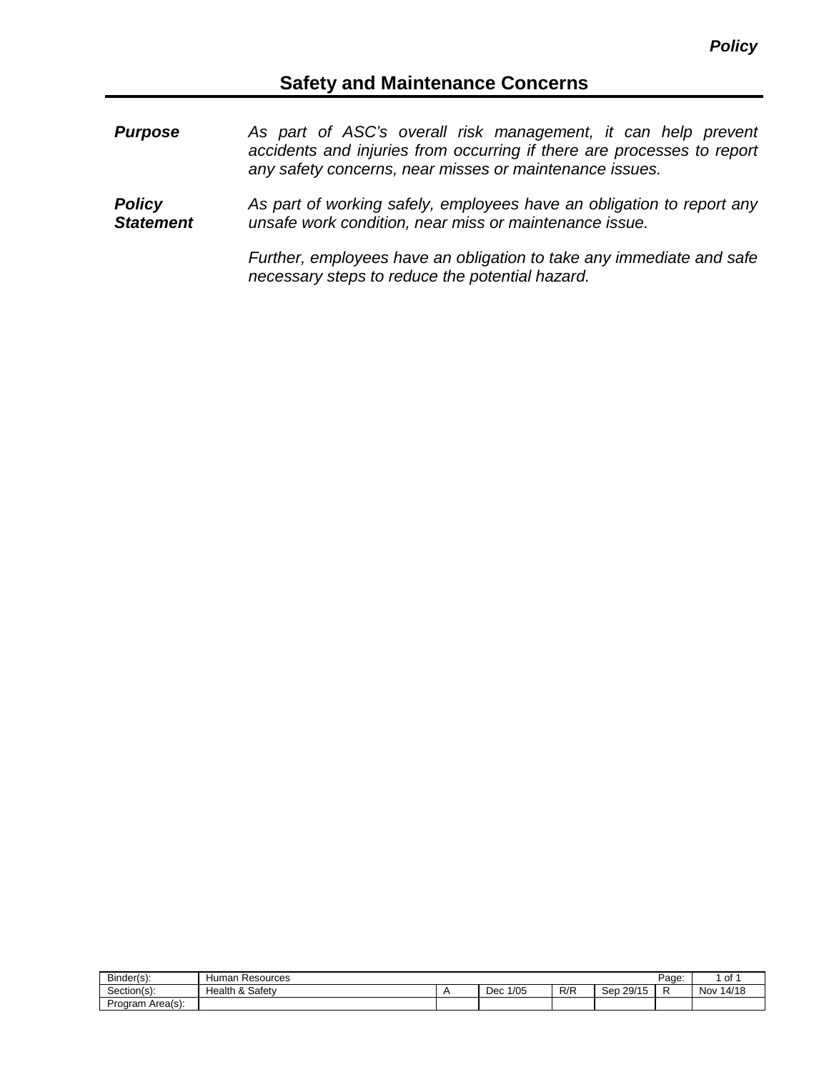*Policy*

# Safety and Maintenance Concerns

***Purpose***

*As part of ASC's overall risk management, it can help prevent accidents and injuries from occurring if there are processes to report any safety concerns, near misses or maintenance issues.*

***Policy Statement***

*As part of working safely, employees have an obligation to report any unsafe work condition, near miss or maintenance issue.*

*Further, employees have an obligation to take any immediate and safe necessary steps to reduce the potential hazard.*

| Binder(s): | Human Resources | | | | | Page: | 1 of 1 |
|---|---|---|---|---|---|---|---|
| Section(s): | Health & Safety | A | Dec 1/05 | R/R | Sep 29/15 | R | Nov 14/18 |
| Program Area(s): | | | | | | | |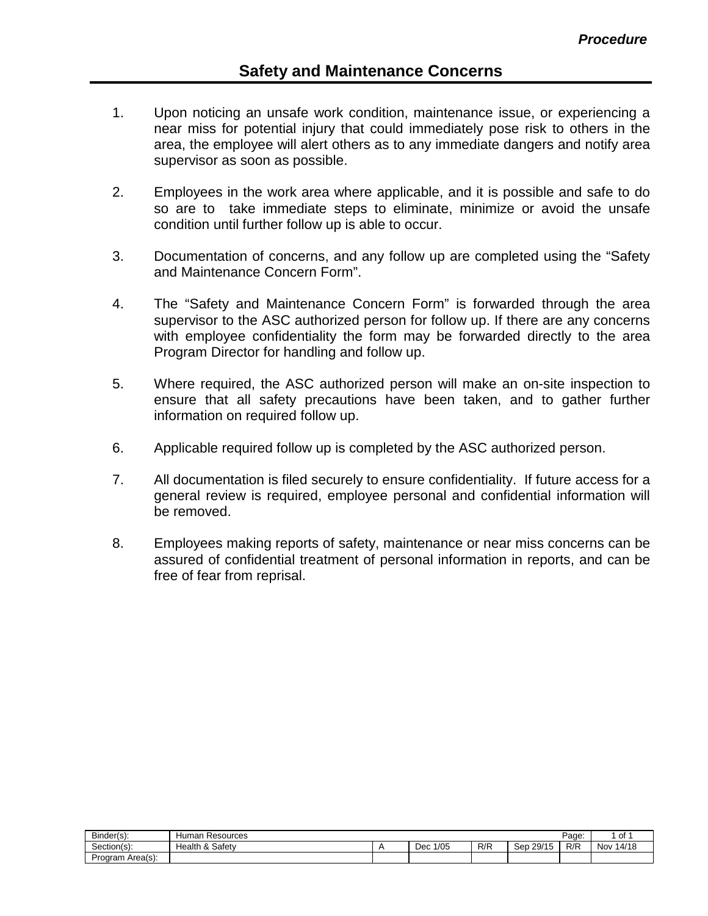*Procedure*

# Safety and Maintenance Concerns

1. Upon noticing an unsafe work condition, maintenance issue, or experiencing a near miss for potential injury that could immediately pose risk to others in the area, the employee will alert others as to any immediate dangers and notify area supervisor as soon as possible.

2. Employees in the work area where applicable, and it is possible and safe to do so are to take immediate steps to eliminate, minimize or avoid the unsafe condition until further follow up is able to occur.

3. Documentation of concerns, and any follow up are completed using the "Safety and Maintenance Concern Form".

4. The "Safety and Maintenance Concern Form" is forwarded through the area supervisor to the ASC authorized person for follow up. If there are any concerns with employee confidentiality the form may be forwarded directly to the area Program Director for handling and follow up.

5. Where required, the ASC authorized person will make an on-site inspection to ensure that all safety precautions have been taken, and to gather further information on required follow up.

6. Applicable required follow up is completed by the ASC authorized person.

7. All documentation is filed securely to ensure confidentiality. If future access for a general review is required, employee personal and confidential information will be removed.

8. Employees making reports of safety, maintenance or near miss concerns can be assured of confidential treatment of personal information in reports, and can be free of fear from reprisal.

| | | | | | | | |
|---|---|---|---|---|---|---|---|
| Binder(s): | Human Resources | | | | | Page: | 1 of 1 |
| Section(s): | Health & Safety | A | Dec 1/05 | R/R | Sep 29/15 | R/R | Nov 14/18 |
| Program Area(s): | | | | | | | |